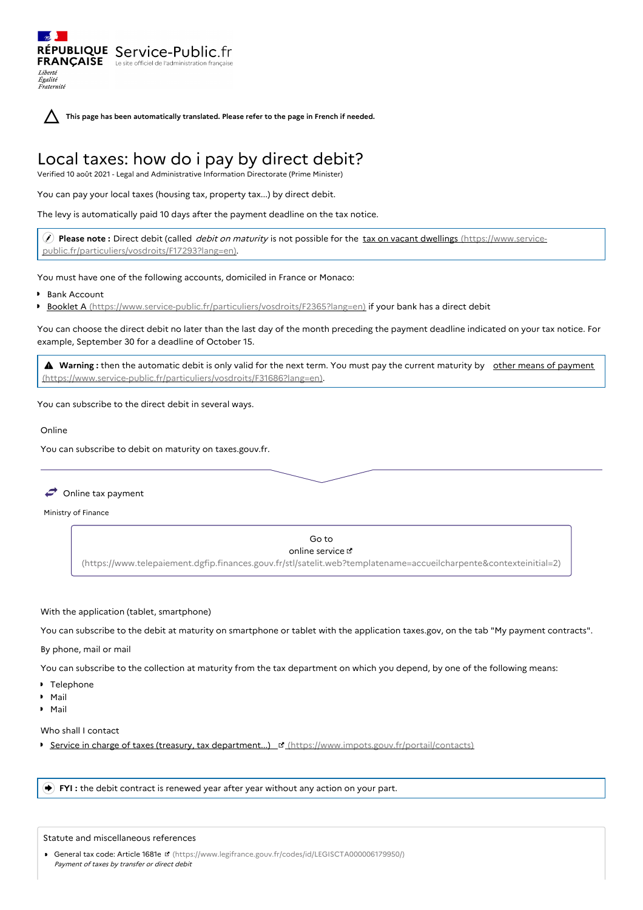RÉPUBLIQUE FRANÇAISE Service-Public.fr
Le site officiel de l'administration française

*Liberté Égalité Fraternité*

**This page has been automatically translated. Please refer to the page in French if needed.**

# Local taxes: how do i pay by direct debit?

Verified 10 août 2021 - Legal and Administrative Information Directorate (Prime Minister)

You can pay your local taxes (housing tax, property tax...) by direct debit.

The levy is automatically paid 10 days after the payment deadline on the tax notice.

> **Please note :** Direct debit (called *debit on maturity* is not possible for the tax on vacant dwellings (https://www.service-public.fr/particuliers/vosdroits/F17293?lang=en).

You must have one of the following accounts, domiciled in France or Monaco:

- Bank Account
- Booklet A (https://www.service-public.fr/particuliers/vosdroits/F2365?lang=en) if your bank has a direct debit

You can choose the direct debit no later than the last day of the month preceding the payment deadline indicated on your tax notice. For example, September 30 for a deadline of October 15.

> **Warning :** then the automatic debit is only valid for the next term. You must pay the current maturity by other means of payment (https://www.service-public.fr/particuliers/vosdroits/F31686?lang=en).

You can subscribe to the direct debit in several ways.

Online

You can subscribe to debit on maturity on taxes.gouv.fr.

Online tax payment

Ministry of Finance

Go to
online service
(https://www.telepaiement.dgfip.finances.gouv.fr/stl/satelit.web?templatename=accueilcharpente&contexteinitial=2)

With the application (tablet, smartphone)

You can subscribe to the debit at maturity on smartphone or tablet with the application taxes.gov, on the tab "My payment contracts".

By phone, mail or mail

You can subscribe to the collection at maturity from the tax department on which you depend, by one of the following means:

- Telephone
- Mail
- Mail

Who shall I contact

- Service in charge of taxes (treasury, tax department...) (https://www.impots.gouv.fr/portail/contacts)

> **FYI :** the debit contract is renewed year after year without any action on your part.

Statute and miscellaneous references

- General tax code: Article 1681e (https://www.legifrance.gouv.fr/codes/id/LEGISCTA000006179950/)
  *Payment of taxes by transfer or direct debit*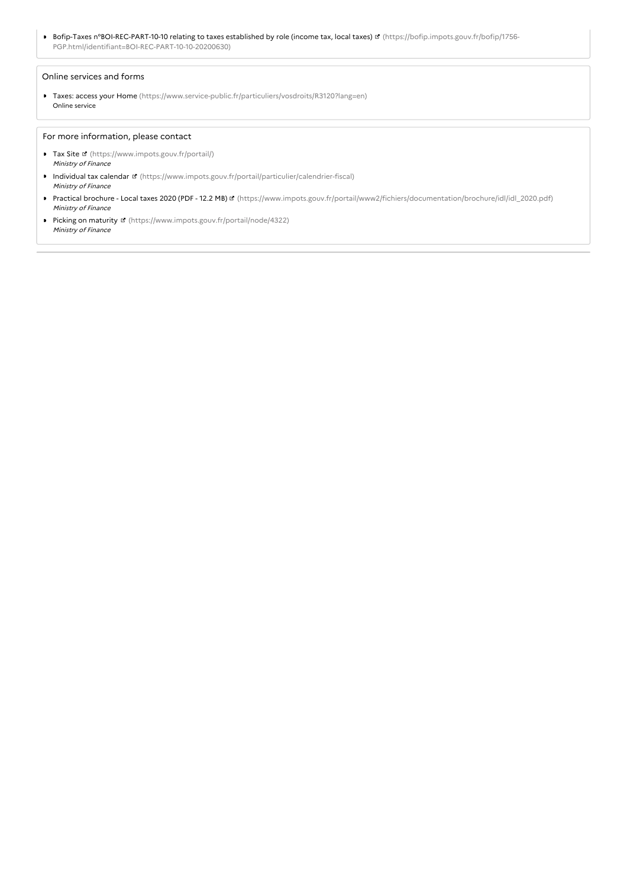- Bofip-Taxes n°BOI-REC-PART-10-10 relating to taxes established by role (income tax, local taxes) (https://bofip.impots.gouv.fr/bofip/1756-PGP.html/identifiant=BOI-REC-PART-10-10-20200630)

## Online services and forms

- Taxes: access your Home (https://www.service-public.fr/particuliers/vosdroits/R3120?lang=en)
  Online service

## For more information, please contact

- Tax Site (https://www.impots.gouv.fr/portail/)
  *Ministry of Finance*
- Individual tax calendar (https://www.impots.gouv.fr/portail/particulier/calendrier-fiscal)
  *Ministry of Finance*
- Practical brochure - Local taxes 2020 (PDF - 12.2 MB) (https://www.impots.gouv.fr/portail/www2/fichiers/documentation/brochure/idl/idl_2020.pdf)
  *Ministry of Finance*
- Picking on maturity (https://www.impots.gouv.fr/portail/node/4322)
  *Ministry of Finance*